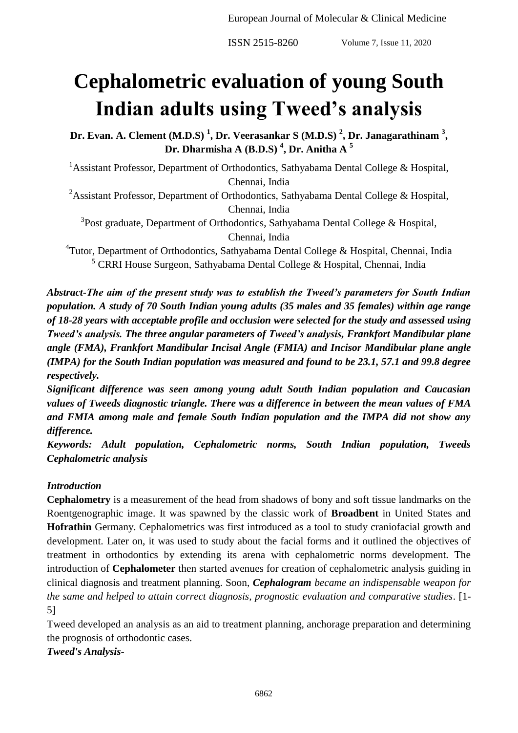# Cephalometric evaluation of young South Indian adults using Tweed's analysis

**Dr. Evan. A. Clement (M.D.S) [1], Dr. Veerasankar S (M.D.S) [2], Dr. Janagarathinam [3], Dr. Dharmisha A (B.D.S) [4], Dr. Anitha A [5]**

[1]Assistant Professor, Department of Orthodontics, Sathyabama Dental College & Hospital, Chennai, India

[2]Assistant Professor, Department of Orthodontics, Sathyabama Dental College & Hospital, Chennai, India

[3]Post graduate, Department of Orthodontics, Sathyabama Dental College & Hospital, Chennai, India

[4]Tutor, Department of Orthodontics, Sathyabama Dental College & Hospital, Chennai, India

[5] CRRI House Surgeon, Sathyabama Dental College & Hospital, Chennai, India

***Abstract-The aim of the present study was to establish the Tweed's parameters for South Indian population. A study of 70 South Indian young adults (35 males and 35 females) within age range of 18-28 years with acceptable profile and occlusion were selected for the study and assessed using Tweed's analysis. The three angular parameters of Tweed's analysis, Frankfort Mandibular plane angle (FMA), Frankfort Mandibular Incisal Angle (FMIA) and Incisor Mandibular plane angle (IMPA) for the South Indian population was measured and found to be 23.1, 57.1 and 99.8 degree respectively.***

***Significant difference was seen among young adult South Indian population and Caucasian values of Tweeds diagnostic triangle. There was a difference in between the mean values of FMA and FMIA among male and female South Indian population and the IMPA did not show any difference.***

***Keywords: Adult population, Cephalometric norms, South Indian population, Tweeds Cephalometric analysis***

***Introduction***

**Cephalometry** is a measurement of the head from shadows of bony and soft tissue landmarks on the Roentgenographic image. It was spawned by the classic work of **Broadbent** in United States and **Hofrathin** Germany. Cephalometrics was first introduced as a tool to study craniofacial growth and development. Later on, it was used to study about the facial forms and it outlined the objectives of treatment in orthodontics by extending its arena with cephalometric norms development. The introduction of **Cephalometer** then started avenues for creation of cephalometric analysis guiding in clinical diagnosis and treatment planning. Soon, ***Cephalogram*** *became an indispensable weapon for the same and helped to attain correct diagnosis, prognostic evaluation and comparative studies*. [1-5]

Tweed developed an analysis as an aid to treatment planning, anchorage preparation and determining the prognosis of orthodontic cases.

***Tweed's Analysis-***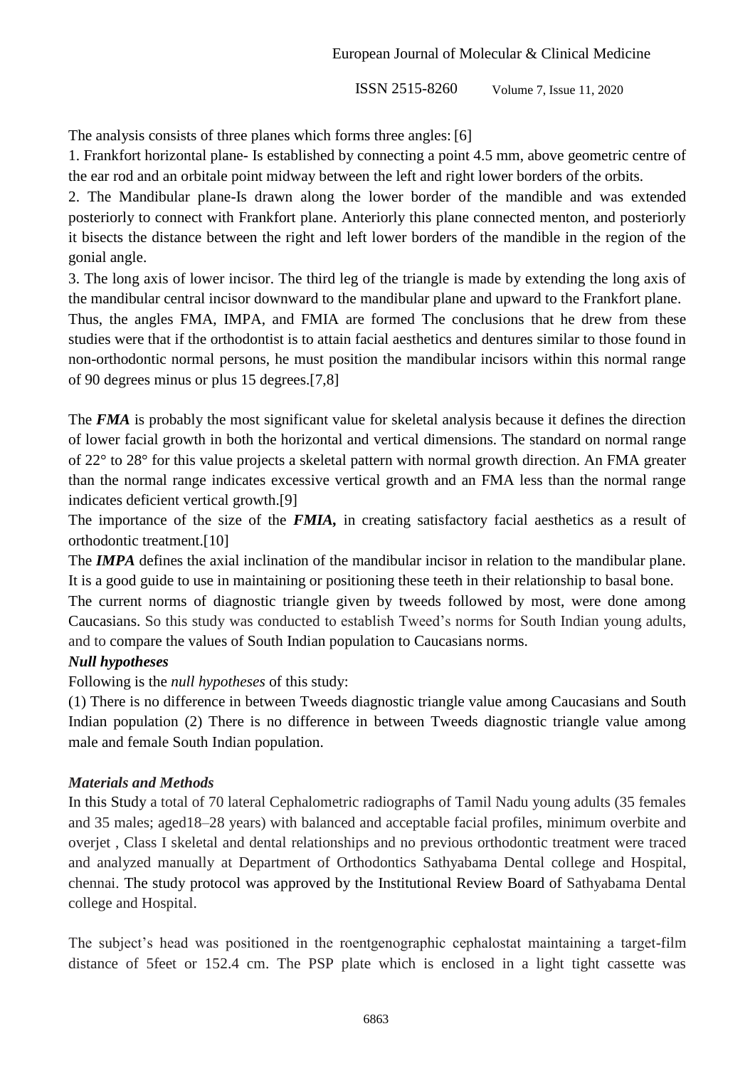The analysis consists of three planes which forms three angles: [6]

1. Frankfort horizontal plane- Is established by connecting a point 4.5 mm, above geometric centre of the ear rod and an orbitale point midway between the left and right lower borders of the orbits.
2. The Mandibular plane-Is drawn along the lower border of the mandible and was extended posteriorly to connect with Frankfort plane. Anteriorly this plane connected menton, and posteriorly it bisects the distance between the right and left lower borders of the mandible in the region of the gonial angle.
3. The long axis of lower incisor. The third leg of the triangle is made by extending the long axis of the mandibular central incisor downward to the mandibular plane and upward to the Frankfort plane.

Thus, the angles FMA, IMPA, and FMIA are formed The conclusions that he drew from these studies were that if the orthodontist is to attain facial aesthetics and dentures similar to those found in non-orthodontic normal persons, he must position the mandibular incisors within this normal range of 90 degrees minus or plus 15 degrees.[7,8]

The ***FMA*** is probably the most significant value for skeletal analysis because it defines the direction of lower facial growth in both the horizontal and vertical dimensions. The standard on normal range of 22° to 28° for this value projects a skeletal pattern with normal growth direction. An FMA greater than the normal range indicates excessive vertical growth and an FMA less than the normal range indicates deficient vertical growth.[9]

The importance of the size of the ***FMIA*,** in creating satisfactory facial aesthetics as a result of orthodontic treatment.[10]

The ***IMPA*** defines the axial inclination of the mandibular incisor in relation to the mandibular plane. It is a good guide to use in maintaining or positioning these teeth in their relationship to basal bone.

The current norms of diagnostic triangle given by tweeds followed by most, were done among Caucasians. So this study was conducted to establish Tweed's norms for South Indian young adults, and to compare the values of South Indian population to Caucasians norms.

***Null hypotheses***

Following is the *null hypotheses* of this study:

(1) There is no difference in between Tweeds diagnostic triangle value among Caucasians and South Indian population (2) There is no difference in between Tweeds diagnostic triangle value among male and female South Indian population.

***Materials and Methods***

In this Study a total of 70 lateral Cephalometric radiographs of Tamil Nadu young adults (35 females and 35 males; aged18–28 years) with balanced and acceptable facial profiles, minimum overbite and overjet , Class I skeletal and dental relationships and no previous orthodontic treatment were traced and analyzed manually at Department of Orthodontics Sathyabama Dental college and Hospital, chennai. The study protocol was approved by the Institutional Review Board of Sathyabama Dental college and Hospital.

The subject's head was positioned in the roentgenographic cephalostat maintaining a target-film distance of 5feet or 152.4 cm. The PSP plate which is enclosed in a light tight cassette was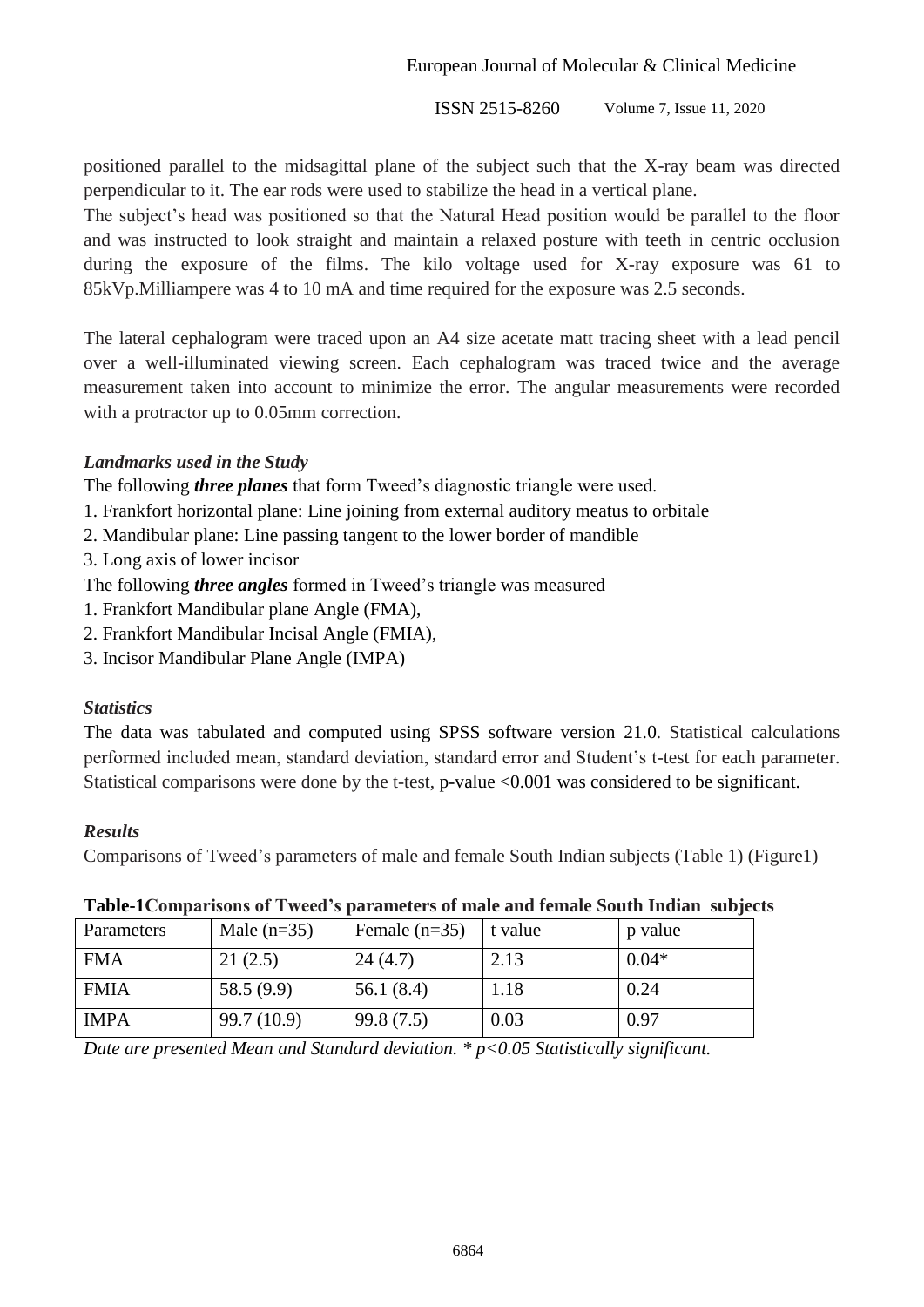positioned parallel to the midsagittal plane of the subject such that the X-ray beam was directed perpendicular to it. The ear rods were used to stabilize the head in a vertical plane.

The subject's head was positioned so that the Natural Head position would be parallel to the floor and was instructed to look straight and maintain a relaxed posture with teeth in centric occlusion during the exposure of the films. The kilo voltage used for X-ray exposure was 61 to 85kVp.Milliampere was 4 to 10 mA and time required for the exposure was 2.5 seconds.

The lateral cephalogram were traced upon an A4 size acetate matt tracing sheet with a lead pencil over a well-illuminated viewing screen. Each cephalogram was traced twice and the average measurement taken into account to minimize the error. The angular measurements were recorded with a protractor up to 0.05mm correction.

### *Landmarks used in the Study*

The following ***three planes*** that form Tweed's diagnostic triangle were used.

1. Frankfort horizontal plane: Line joining from external auditory meatus to orbitale
2. Mandibular plane: Line passing tangent to the lower border of mandible
3. Long axis of lower incisor

The following ***three angles*** formed in Tweed's triangle was measured

1. Frankfort Mandibular plane Angle (FMA),
2. Frankfort Mandibular Incisal Angle (FMIA),
3. Incisor Mandibular Plane Angle (IMPA)

### *Statistics*

The data was tabulated and computed using SPSS software version 21.0. Statistical calculations performed included mean, standard deviation, standard error and Student's t-test for each parameter. Statistical comparisons were done by the t-test, p-value <0.001 was considered to be significant.

### *Results*

Comparisons of Tweed's parameters of male and female South Indian subjects (Table 1) (Figure1)

**Table-1Comparisons of Tweed's parameters of male and female South Indian subjects**

| Parameters | Male (n=35) | Female (n=35) | t value | p value |
|---|---|---|---|---|
| FMA | 21 (2.5) | 24 (4.7) | 2.13 | 0.04* |
| FMIA | 58.5 (9.9) | 56.1 (8.4) | 1.18 | 0.24 |
| IMPA | 99.7 (10.9) | 99.8 (7.5) | 0.03 | 0.97 |

*Date are presented Mean and Standard deviation. * p<0.05 Statistically significant.*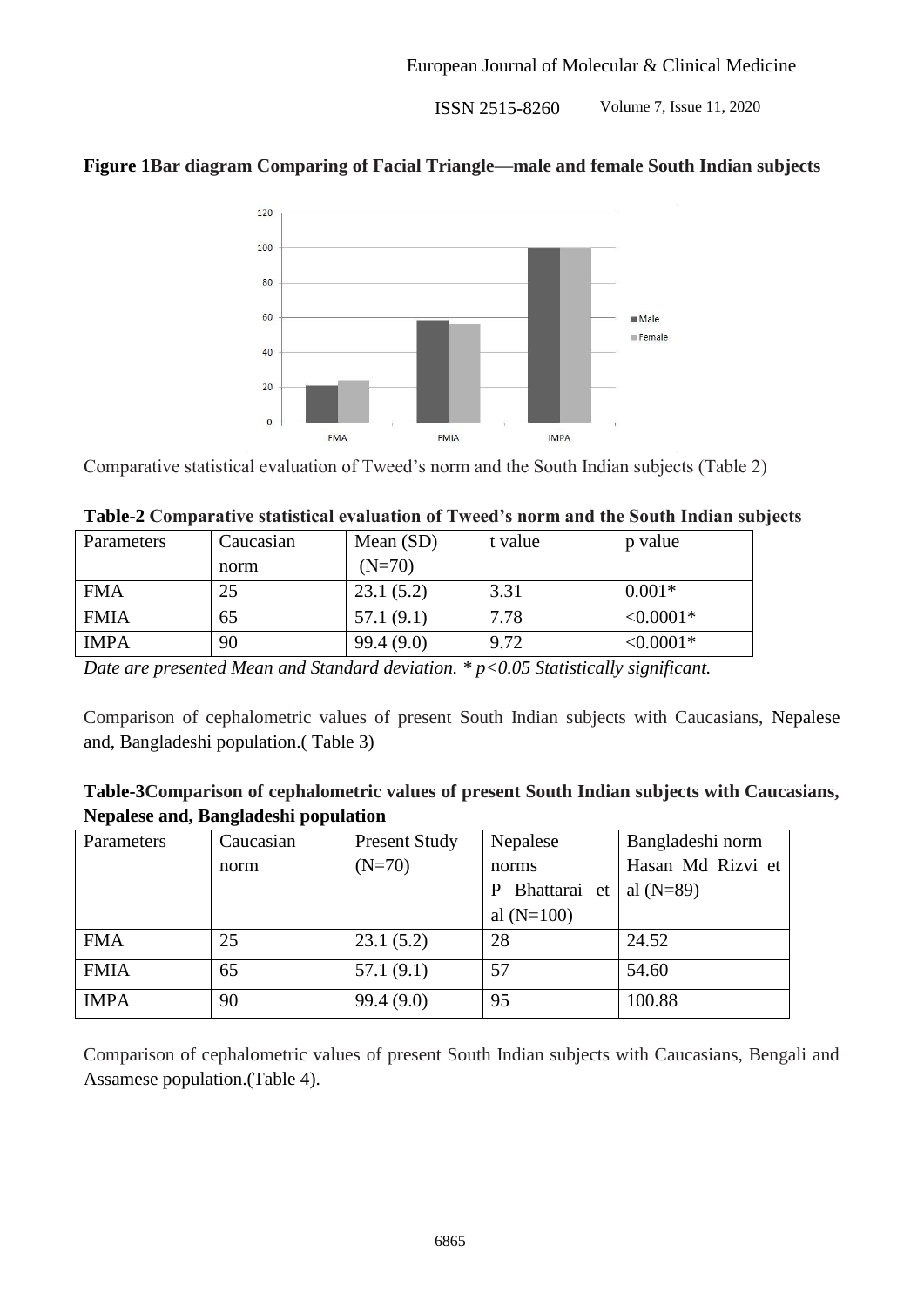**Figure 1Bar diagram Comparing of Facial Triangle—male and female South Indian subjects**

Comparative statistical evaluation of Tweed's norm and the South Indian subjects (Table 2)

**Table-2 Comparative statistical evaluation of Tweed's norm and the South Indian subjects**

| Parameters | Caucasian norm | Mean (SD) (N=70) | t value | p value |
|---|---|---|---|---|
| FMA | 25 | 23.1 (5.2) | 3.31 | 0.001* |
| FMIA | 65 | 57.1 (9.1) | 7.78 | <0.0001* |
| IMPA | 90 | 99.4 (9.0) | 9.72 | <0.0001* |

*Date are presented Mean and Standard deviation. * p<0.05 Statistically significant.*

Comparison of cephalometric values of present South Indian subjects with Caucasians, Nepalese and, Bangladeshi population.( Table 3)

**Table-3Comparison of cephalometric values of present South Indian subjects with Caucasians, Nepalese and, Bangladeshi population**

| Parameters | Caucasian norm | Present Study (N=70) | Nepalese norms P Bhattarai et al (N=100) | Bangladeshi norm Hasan Md Rizvi et al (N=89) |
|---|---|---|---|---|
| FMA | 25 | 23.1 (5.2) | 28 | 24.52 |
| FMIA | 65 | 57.1 (9.1) | 57 | 54.60 |
| IMPA | 90 | 99.4 (9.0) | 95 | 100.88 |

Comparison of cephalometric values of present South Indian subjects with Caucasians, Bengali and Assamese population.(Table 4).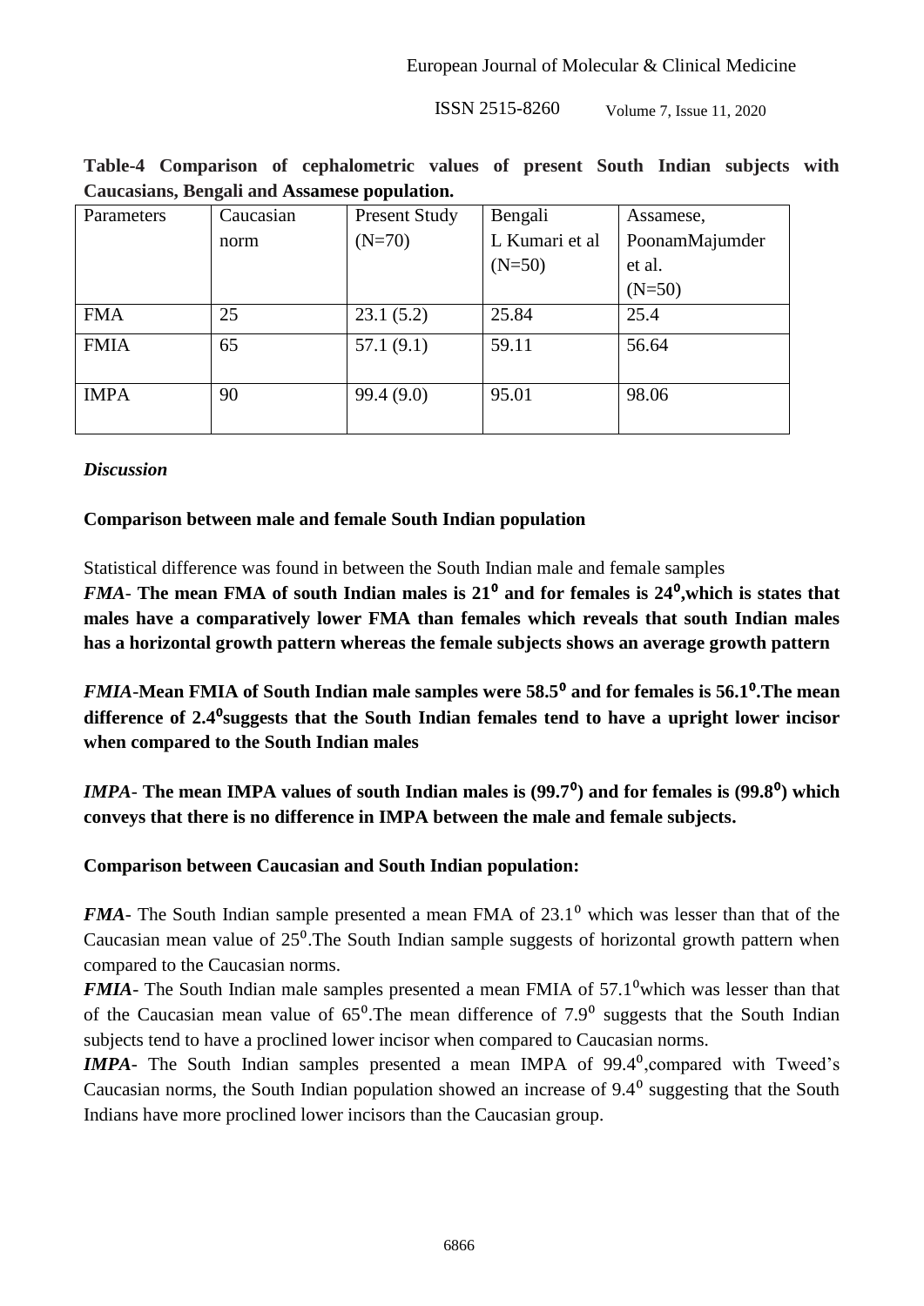**Table-4 Comparison of cephalometric values of present South Indian subjects with Caucasians, Bengali and Assamese population.**

| Parameters | Caucasian norm | Present Study (N=70) | Bengali L Kumari et al (N=50) | Assamese, PoonamMajumder et al. (N=50) |
|---|---|---|---|---|
| FMA | 25 | 23.1 (5.2) | 25.84 | 25.4 |
| FMIA | 65 | 57.1 (9.1) | 59.11 | 56.64 |
| IMPA | 90 | 99.4 (9.0) | 95.01 | 98.06 |

### *Discussion*

**Comparison between male and female South Indian population**

Statistical difference was found in between the South Indian male and female samples

***FMA*- The mean FMA of south Indian males is $21^0$ and for females is $24^0$,which is states that males have a comparatively lower FMA than females which reveals that south Indian males has a horizontal growth pattern whereas the female subjects shows an average growth pattern**

***FMIA*-Mean FMIA of South Indian male samples were $58.5^0$ and for females is $56.1^0$.The mean difference of $2.4^0$suggests that the South Indian females tend to have a upright lower incisor when compared to the South Indian males**

***IMPA*- The mean IMPA values of south Indian males is ($99.7^0$) and for females is ($99.8^0$) which conveys that there is no difference in IMPA between the male and female subjects.**

**Comparison between Caucasian and South Indian population:**

***FMA***- The South Indian sample presented a mean FMA of $23.1^0$ which was lesser than that of the Caucasian mean value of $25^0$.The South Indian sample suggests of horizontal growth pattern when compared to the Caucasian norms.

***FMIA***- The South Indian male samples presented a mean FMIA of $57.1^0$which was lesser than that of the Caucasian mean value of $65^0$.The mean difference of $7.9^0$ suggests that the South Indian subjects tend to have a proclined lower incisor when compared to Caucasian norms.

***IMPA***- The South Indian samples presented a mean IMPA of $99.4^0$,compared with Tweed's Caucasian norms, the South Indian population showed an increase of $9.4^0$ suggesting that the South Indians have more proclined lower incisors than the Caucasian group.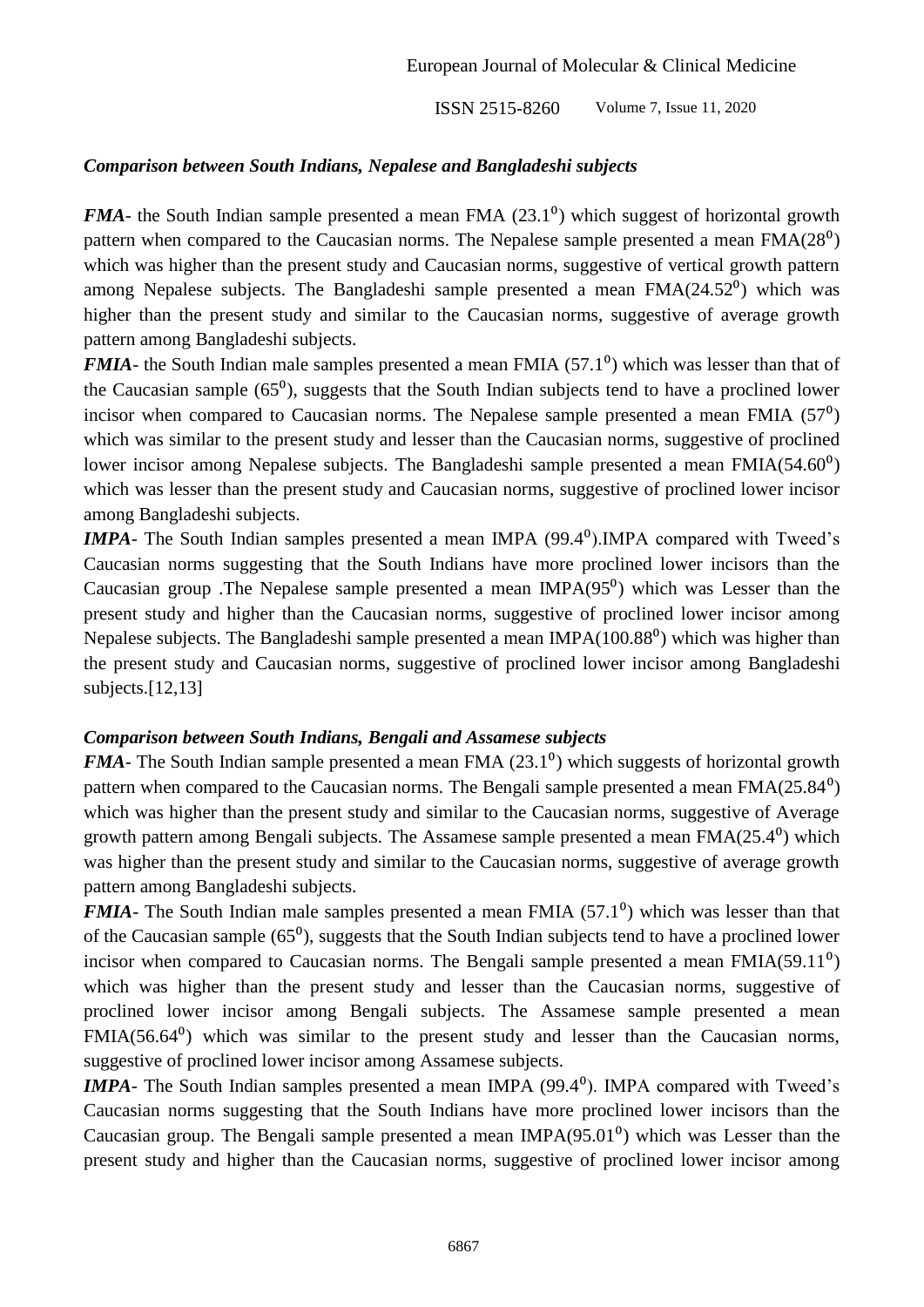### *Comparison between South Indians, Nepalese and Bangladeshi subjects*

***FMA***- the South Indian sample presented a mean FMA ($23.1^0$) which suggest of horizontal growth pattern when compared to the Caucasian norms. The Nepalese sample presented a mean FMA($28^0$) which was higher than the present study and Caucasian norms, suggestive of vertical growth pattern among Nepalese subjects. The Bangladeshi sample presented a mean FMA($24.52^0$) which was higher than the present study and similar to the Caucasian norms, suggestive of average growth pattern among Bangladeshi subjects.

***FMIA***- the South Indian male samples presented a mean FMIA ($57.1^0$) which was lesser than that of the Caucasian sample ($65^0$), suggests that the South Indian subjects tend to have a proclined lower incisor when compared to Caucasian norms. The Nepalese sample presented a mean FMIA ($57^0$) which was similar to the present study and lesser than the Caucasian norms, suggestive of proclined lower incisor among Nepalese subjects. The Bangladeshi sample presented a mean FMIA($54.60^0$) which was lesser than the present study and Caucasian norms, suggestive of proclined lower incisor among Bangladeshi subjects.

***IMPA***- The South Indian samples presented a mean IMPA ($99.4^0$).IMPA compared with Tweed's Caucasian norms suggesting that the South Indians have more proclined lower incisors than the Caucasian group .The Nepalese sample presented a mean IMPA($95^0$) which was Lesser than the present study and higher than the Caucasian norms, suggestive of proclined lower incisor among Nepalese subjects. The Bangladeshi sample presented a mean IMPA($100.88^0$) which was higher than the present study and Caucasian norms, suggestive of proclined lower incisor among Bangladeshi subjects.[12,13]

### *Comparison between South Indians, Bengali and Assamese subjects*

***FMA***- The South Indian sample presented a mean FMA ($23.1^0$) which suggests of horizontal growth pattern when compared to the Caucasian norms. The Bengali sample presented a mean FMA($25.84^0$) which was higher than the present study and similar to the Caucasian norms, suggestive of Average growth pattern among Bengali subjects. The Assamese sample presented a mean FMA($25.4^0$) which was higher than the present study and similar to the Caucasian norms, suggestive of average growth pattern among Bangladeshi subjects.

***FMIA***- The South Indian male samples presented a mean FMIA ($57.1^0$) which was lesser than that of the Caucasian sample ($65^0$), suggests that the South Indian subjects tend to have a proclined lower incisor when compared to Caucasian norms. The Bengali sample presented a mean FMIA($59.11^0$) which was higher than the present study and lesser than the Caucasian norms, suggestive of proclined lower incisor among Bengali subjects. The Assamese sample presented a mean FMIA($56.64^0$) which was similar to the present study and lesser than the Caucasian norms, suggestive of proclined lower incisor among Assamese subjects.

***IMPA***- The South Indian samples presented a mean IMPA ($99.4^0$). IMPA compared with Tweed's Caucasian norms suggesting that the South Indians have more proclined lower incisors than the Caucasian group. The Bengali sample presented a mean IMPA($95.01^0$) which was Lesser than the present study and higher than the Caucasian norms, suggestive of proclined lower incisor among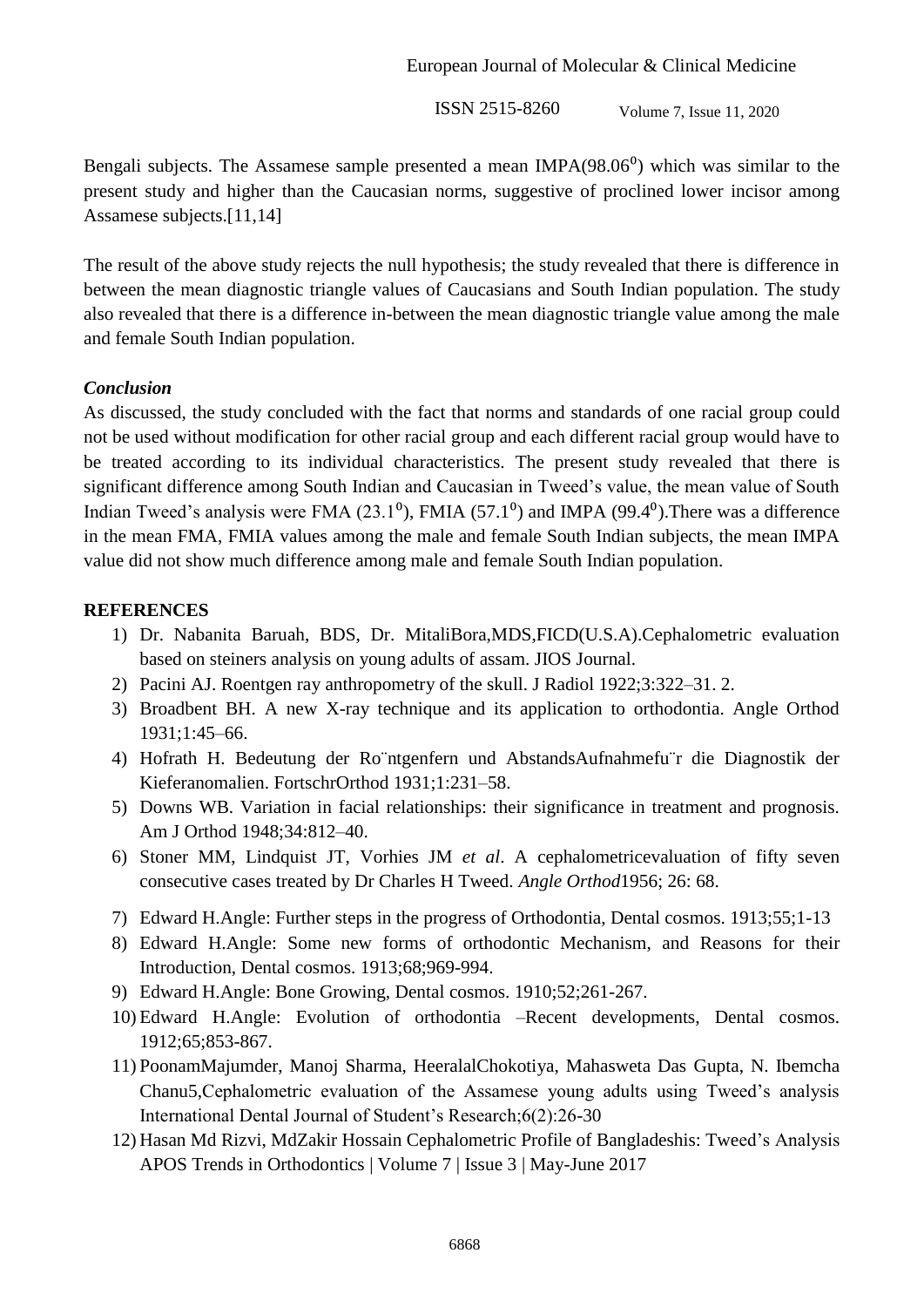Bengali subjects. The Assamese sample presented a mean IMPA($98.06^0$) which was similar to the present study and higher than the Caucasian norms, suggestive of proclined lower incisor among Assamese subjects.[11,14]

The result of the above study rejects the null hypothesis; the study revealed that there is difference in between the mean diagnostic triangle values of Caucasians and South Indian population. The study also revealed that there is a difference in-between the mean diagnostic triangle value among the male and female South Indian population.

### *Conclusion*

As discussed, the study concluded with the fact that norms and standards of one racial group could not be used without modification for other racial group and each different racial group would have to be treated according to its individual characteristics. The present study revealed that there is significant difference among South Indian and Caucasian in Tweed's value, the mean value of South Indian Tweed's analysis were FMA ($23.1^0$), FMIA ($57.1^0$) and IMPA ($99.4^0$).There was a difference in the mean FMA, FMIA values among the male and female South Indian subjects, the mean IMPA value did not show much difference among male and female South Indian population.

## REFERENCES

1) Dr. Nabanita Baruah, BDS, Dr. MitaliBora,MDS,FICD(U.S.A).Cephalometric evaluation based on steiners analysis on young adults of assam. JIOS Journal.
2) Pacini AJ. Roentgen ray anthropometry of the skull. J Radiol 1922;3:322–31. 2.
3) Broadbent BH. A new X-ray technique and its application to orthodontia. Angle Orthod 1931;1:45–66.
4) Hofrath H. Bedeutung der Ro¨ntgenfern und AbstandsAufnahmefu¨r die Diagnostik der Kieferanomalien. FortschrOrthod 1931;1:231–58.
5) Downs WB. Variation in facial relationships: their significance in treatment and prognosis. Am J Orthod 1948;34:812–40.
6) Stoner MM, Lindquist JT, Vorhies JM *et al*. A cephalometricevaluation of fifty seven consecutive cases treated by Dr Charles H Tweed. *Angle Orthod*1956; 26: 68.
7) Edward H.Angle: Further steps in the progress of Orthodontia, Dental cosmos. 1913;55;1-13
8) Edward H.Angle: Some new forms of orthodontic Mechanism, and Reasons for their Introduction, Dental cosmos. 1913;68;969-994.
9) Edward H.Angle: Bone Growing, Dental cosmos. 1910;52;261-267.
10) Edward H.Angle: Evolution of orthodontia –Recent developments, Dental cosmos. 1912;65;853-867.
11) PoonamMajumder, Manoj Sharma, HeeralalChokotiya, Mahasweta Das Gupta, N. Ibemcha Chanu5,Cephalometric evaluation of the Assamese young adults using Tweed's analysis International Dental Journal of Student's Research;6(2):26-30
12) Hasan Md Rizvi, MdZakir Hossain Cephalometric Profile of Bangladeshis: Tweed's Analysis APOS Trends in Orthodontics | Volume 7 | Issue 3 | May-June 2017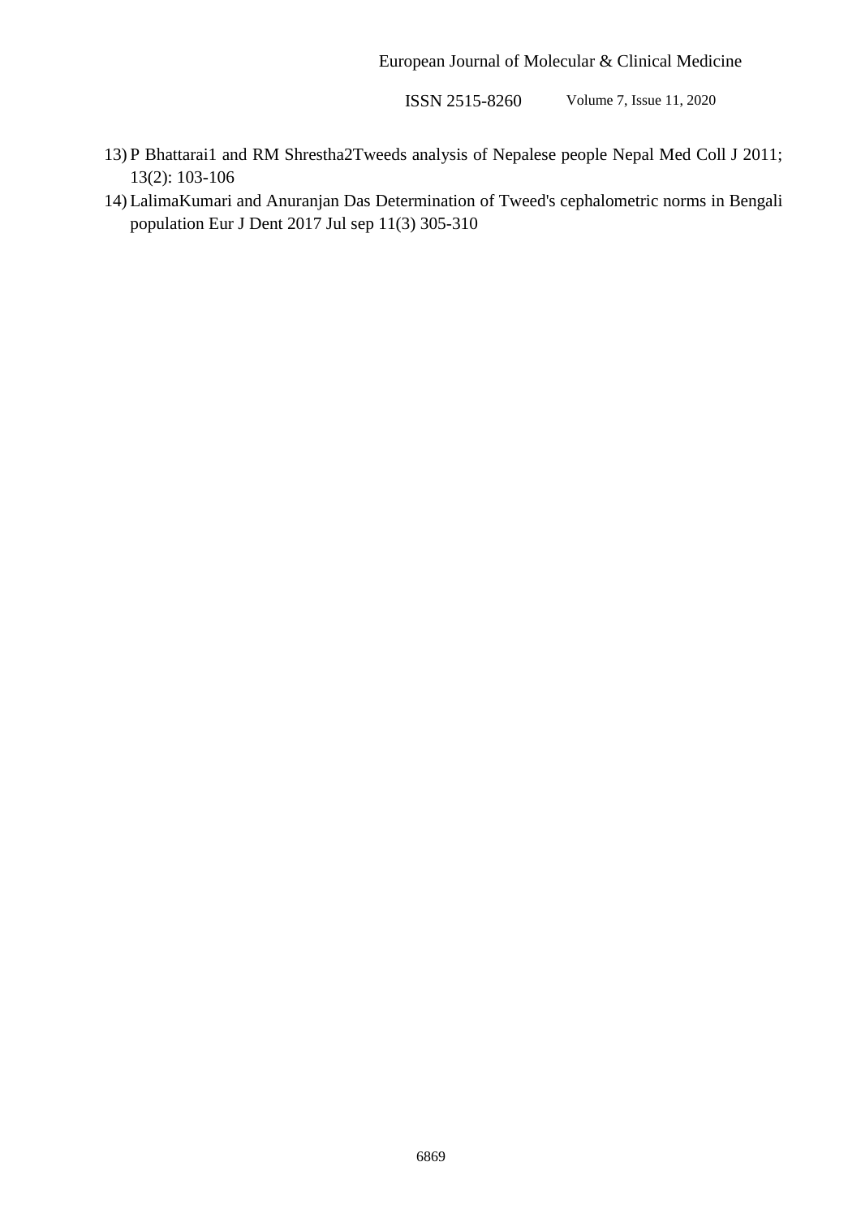13) P Bhattarai1 and RM Shrestha2Tweeds analysis of Nepalese people Nepal Med Coll J 2011; 13(2): 103-106
14) LalimaKumari and Anuranjan Das Determination of Tweed's cephalometric norms in Bengali population Eur J Dent 2017 Jul sep 11(3) 305-310